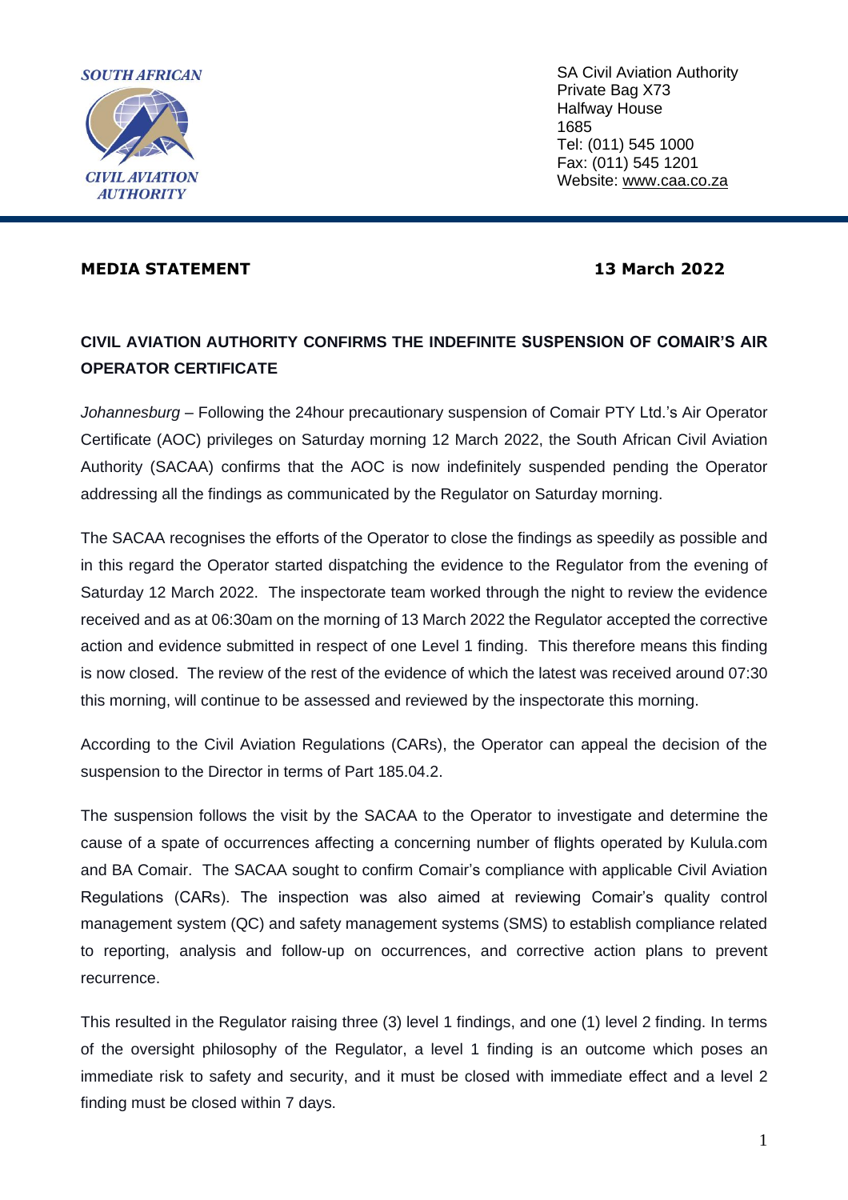SOUTH AFRICAN CIVIL AVIATION AUTHORITY

SA Civil Aviation Authority
Private Bag X73
Halfway House
1685
Tel: (011) 545 1000
Fax: (011) 545 1201
Website: www.caa.co.za

**MEDIA STATEMENT** **13 March 2022**

## CIVIL AVIATION AUTHORITY CONFIRMS THE INDEFINITE SUSPENSION OF COMAIR'S AIR OPERATOR CERTIFICATE

*Johannesburg* – Following the 24hour precautionary suspension of Comair PTY Ltd.'s Air Operator Certificate (AOC) privileges on Saturday morning 12 March 2022, the South African Civil Aviation Authority (SACAA) confirms that the AOC is now indefinitely suspended pending the Operator addressing all the findings as communicated by the Regulator on Saturday morning.

The SACAA recognises the efforts of the Operator to close the findings as speedily as possible and in this regard the Operator started dispatching the evidence to the Regulator from the evening of Saturday 12 March 2022. The inspectorate team worked through the night to review the evidence received and as at 06:30am on the morning of 13 March 2022 the Regulator accepted the corrective action and evidence submitted in respect of one Level 1 finding. This therefore means this finding is now closed. The review of the rest of the evidence of which the latest was received around 07:30 this morning, will continue to be assessed and reviewed by the inspectorate this morning.

According to the Civil Aviation Regulations (CARs), the Operator can appeal the decision of the suspension to the Director in terms of Part 185.04.2.

The suspension follows the visit by the SACAA to the Operator to investigate and determine the cause of a spate of occurrences affecting a concerning number of flights operated by Kulula.com and BA Comair. The SACAA sought to confirm Comair's compliance with applicable Civil Aviation Regulations (CARs). The inspection was also aimed at reviewing Comair's quality control management system (QC) and safety management systems (SMS) to establish compliance related to reporting, analysis and follow-up on occurrences, and corrective action plans to prevent recurrence.

This resulted in the Regulator raising three (3) level 1 findings, and one (1) level 2 finding. In terms of the oversight philosophy of the Regulator, a level 1 finding is an outcome which poses an immediate risk to safety and security, and it must be closed with immediate effect and a level 2 finding must be closed within 7 days.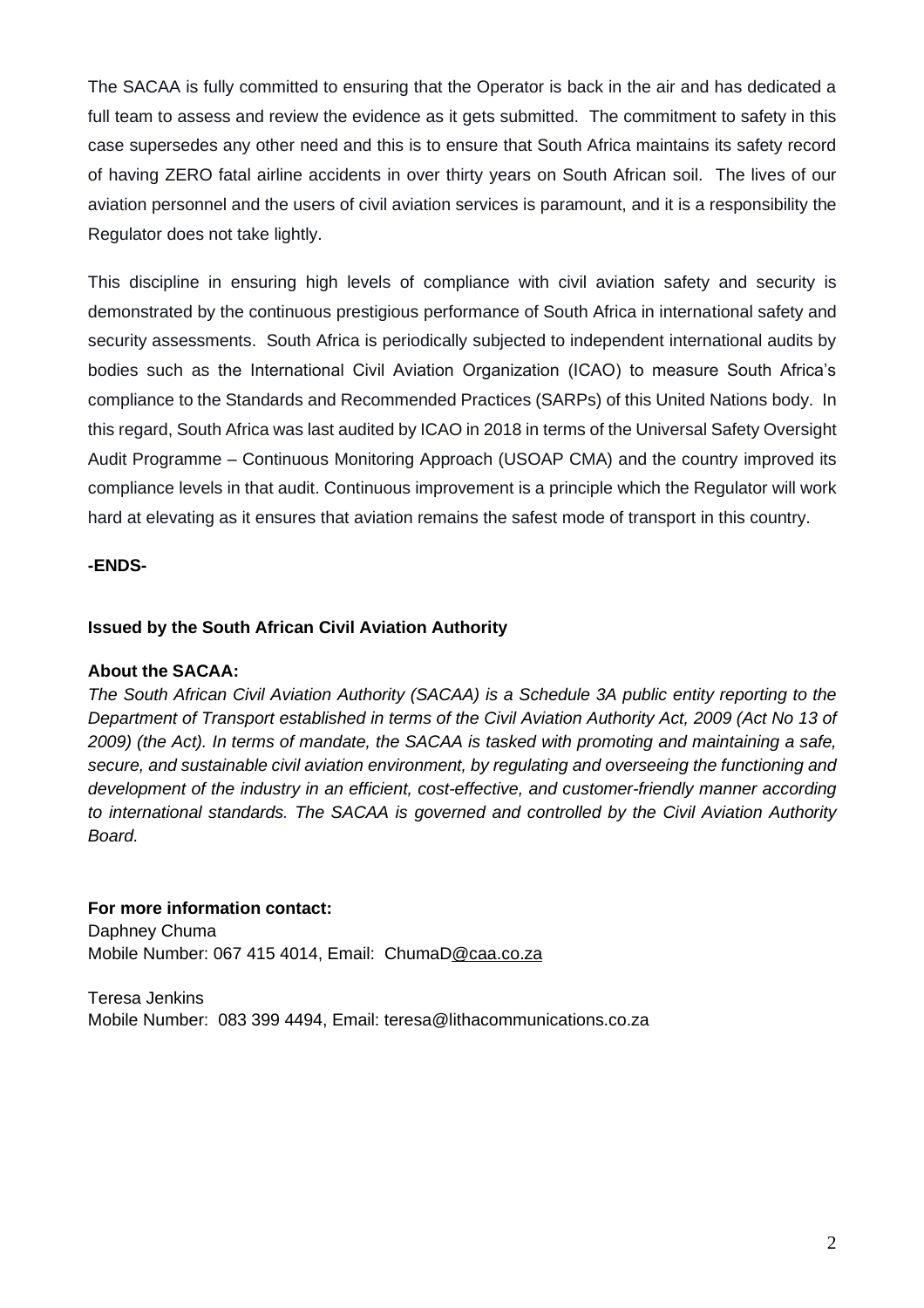The SACAA is fully committed to ensuring that the Operator is back in the air and has dedicated a full team to assess and review the evidence as it gets submitted. The commitment to safety in this case supersedes any other need and this is to ensure that South Africa maintains its safety record of having ZERO fatal airline accidents in over thirty years on South African soil. The lives of our aviation personnel and the users of civil aviation services is paramount, and it is a responsibility the Regulator does not take lightly.

This discipline in ensuring high levels of compliance with civil aviation safety and security is demonstrated by the continuous prestigious performance of South Africa in international safety and security assessments. South Africa is periodically subjected to independent international audits by bodies such as the International Civil Aviation Organization (ICAO) to measure South Africa's compliance to the Standards and Recommended Practices (SARPs) of this United Nations body. In this regard, South Africa was last audited by ICAO in 2018 in terms of the Universal Safety Oversight Audit Programme – Continuous Monitoring Approach (USOAP CMA) and the country improved its compliance levels in that audit. Continuous improvement is a principle which the Regulator will work hard at elevating as it ensures that aviation remains the safest mode of transport in this country.

**-ENDS-**

**Issued by the South African Civil Aviation Authority**

**About the SACAA:**

*The South African Civil Aviation Authority (SACAA) is a Schedule 3A public entity reporting to the Department of Transport established in terms of the Civil Aviation Authority Act, 2009 (Act No 13 of 2009) (the Act). In terms of mandate, the SACAA is tasked with promoting and maintaining a safe, secure, and sustainable civil aviation environment, by regulating and overseeing the functioning and development of the industry in an efficient, cost-effective, and customer-friendly manner according to international standards. The SACAA is governed and controlled by the Civil Aviation Authority Board.*

**For more information contact:**

Daphney Chuma
Mobile Number: 067 415 4014, Email: ChumaD@caa.co.za

Teresa Jenkins
Mobile Number: 083 399 4494, Email: teresa@lithacommunications.co.za